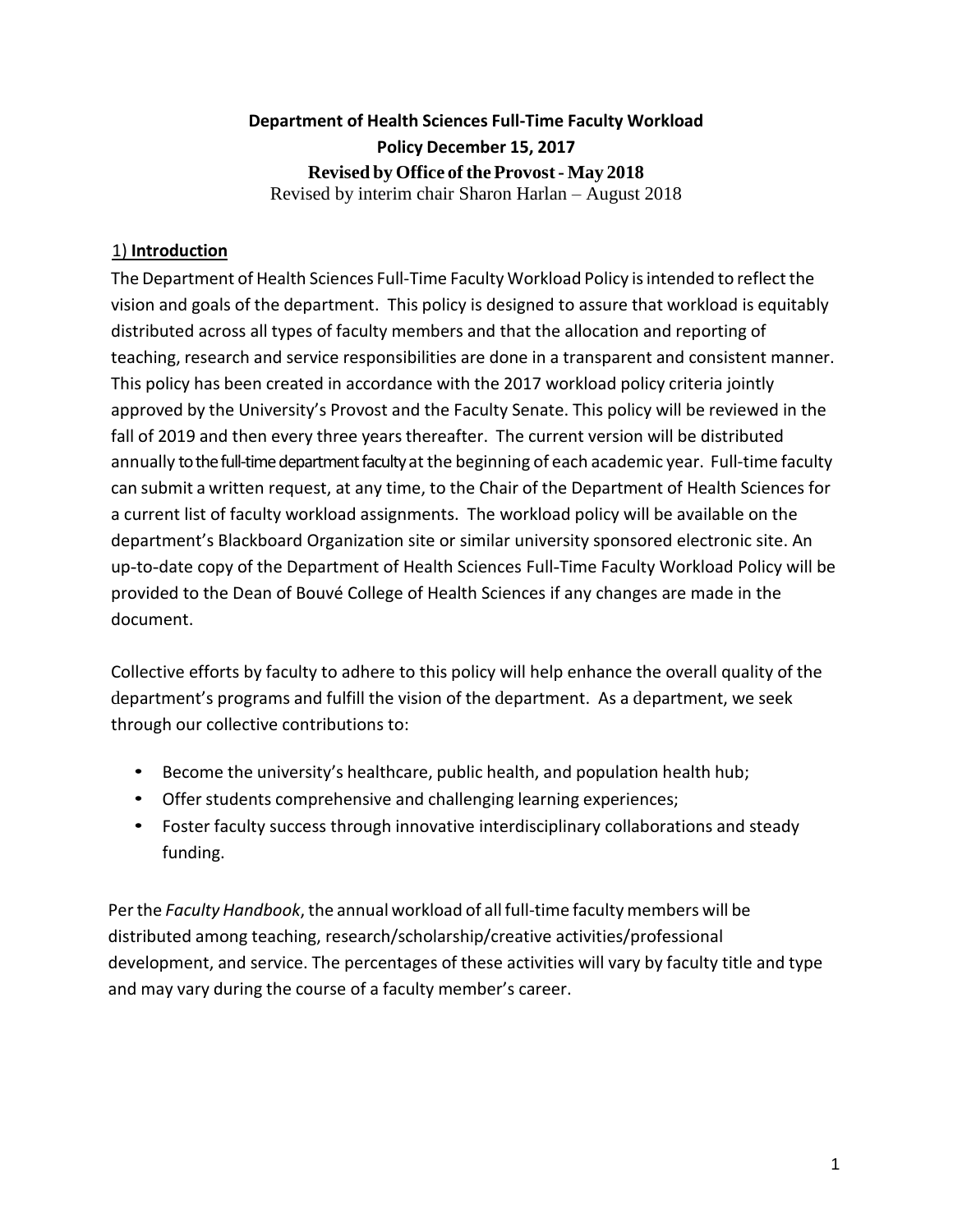# Department of Health Sciences Full-Time Faculty Workload Policy December 15, 2017

**Revised by Office of the Provost - May 2018**

Revised by interim chair Sharon Harlan – August 2018

## 1) Introduction

The Department of Health Sciences Full-Time Faculty Workload Policy is intended to reflect the vision and goals of the department. This policy is designed to assure that workload is equitably distributed across all types of faculty members and that the allocation and reporting of teaching, research and service responsibilities are done in a transparent and consistent manner. This policy has been created in accordance with the 2017 workload policy criteria jointly approved by the University's Provost and the Faculty Senate. This policy will be reviewed in the fall of 2019 and then every three years thereafter. The current version will be distributed annually to the full-time department faculty at the beginning of each academic year. Full-time faculty can submit a written request, at any time, to the Chair of the Department of Health Sciences for a current list of faculty workload assignments. The workload policy will be available on the department's Blackboard Organization site or similar university sponsored electronic site. An up-to-date copy of the Department of Health Sciences Full-Time Faculty Workload Policy will be provided to the Dean of Bouvé College of Health Sciences if any changes are made in the document.

Collective efforts by faculty to adhere to this policy will help enhance the overall quality of the department's programs and fulfill the vision of the department. As a department, we seek through our collective contributions to:

- Become the university's healthcare, public health, and population health hub;
- Offer students comprehensive and challenging learning experiences;
- Foster faculty success through innovative interdisciplinary collaborations and steady funding.

Per the *Faculty Handbook*, the annual workload of all full-time faculty members will be distributed among teaching, research/scholarship/creative activities/professional development, and service. The percentages of these activities will vary by faculty title and type and may vary during the course of a faculty member's career.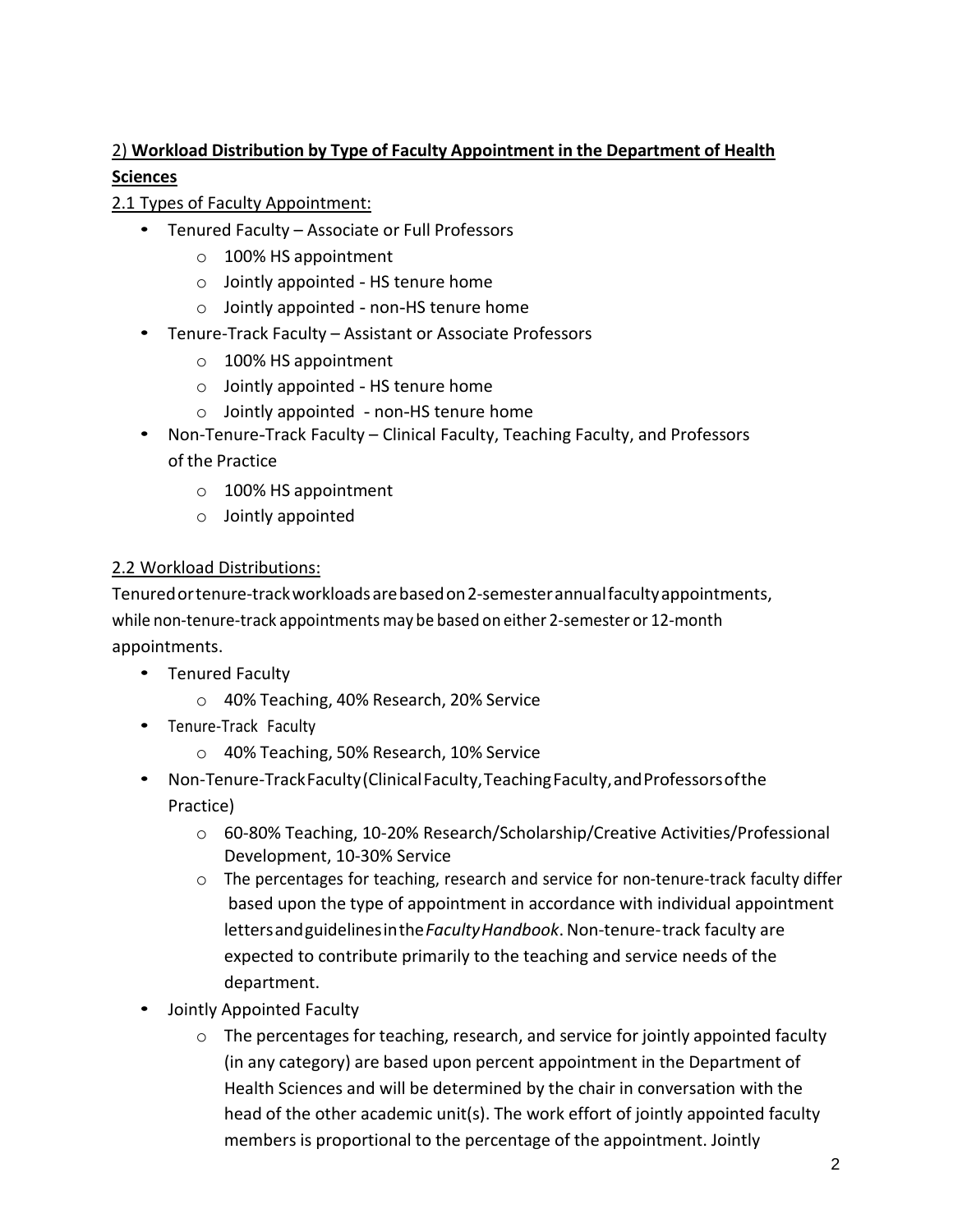## 2) **Workload Distribution by Type of Faculty Appointment in the Department of Health Sciences**

2.1 Types of Faculty Appointment:

- Tenured Faculty – Associate or Full Professors
  - 100% HS appointment
  - Jointly appointed - HS tenure home
  - Jointly appointed - non-HS tenure home
- Tenure-Track Faculty – Assistant or Associate Professors
  - 100% HS appointment
  - Jointly appointed - HS tenure home
  - Jointly appointed - non-HS tenure home
- Non-Tenure-Track Faculty – Clinical Faculty, Teaching Faculty, and Professors of the Practice
  - 100% HS appointment
  - Jointly appointed

2.2 Workload Distributions:

Tenured or tenure-track workloads are based on 2-semester annual faculty appointments, while non-tenure-track appointments may be based on either 2-semester or 12-month appointments.

- Tenured Faculty
  - 40% Teaching, 40% Research, 20% Service
- Tenure-Track Faculty
  - 40% Teaching, 50% Research, 10% Service
- Non-Tenure-Track Faculty (Clinical Faculty, Teaching Faculty, and Professors of the Practice)
  - 60-80% Teaching, 10-20% Research/Scholarship/Creative Activities/Professional Development, 10-30% Service
  - The percentages for teaching, research and service for non-tenure-track faculty differ based upon the type of appointment in accordance with individual appointment letters and guidelines in the *Faculty Handbook*. Non-tenure-track faculty are expected to contribute primarily to the teaching and service needs of the department.
- Jointly Appointed Faculty
  - The percentages for teaching, research, and service for jointly appointed faculty (in any category) are based upon percent appointment in the Department of Health Sciences and will be determined by the chair in conversation with the head of the other academic unit(s). The work effort of jointly appointed faculty members is proportional to the percentage of the appointment. Jointly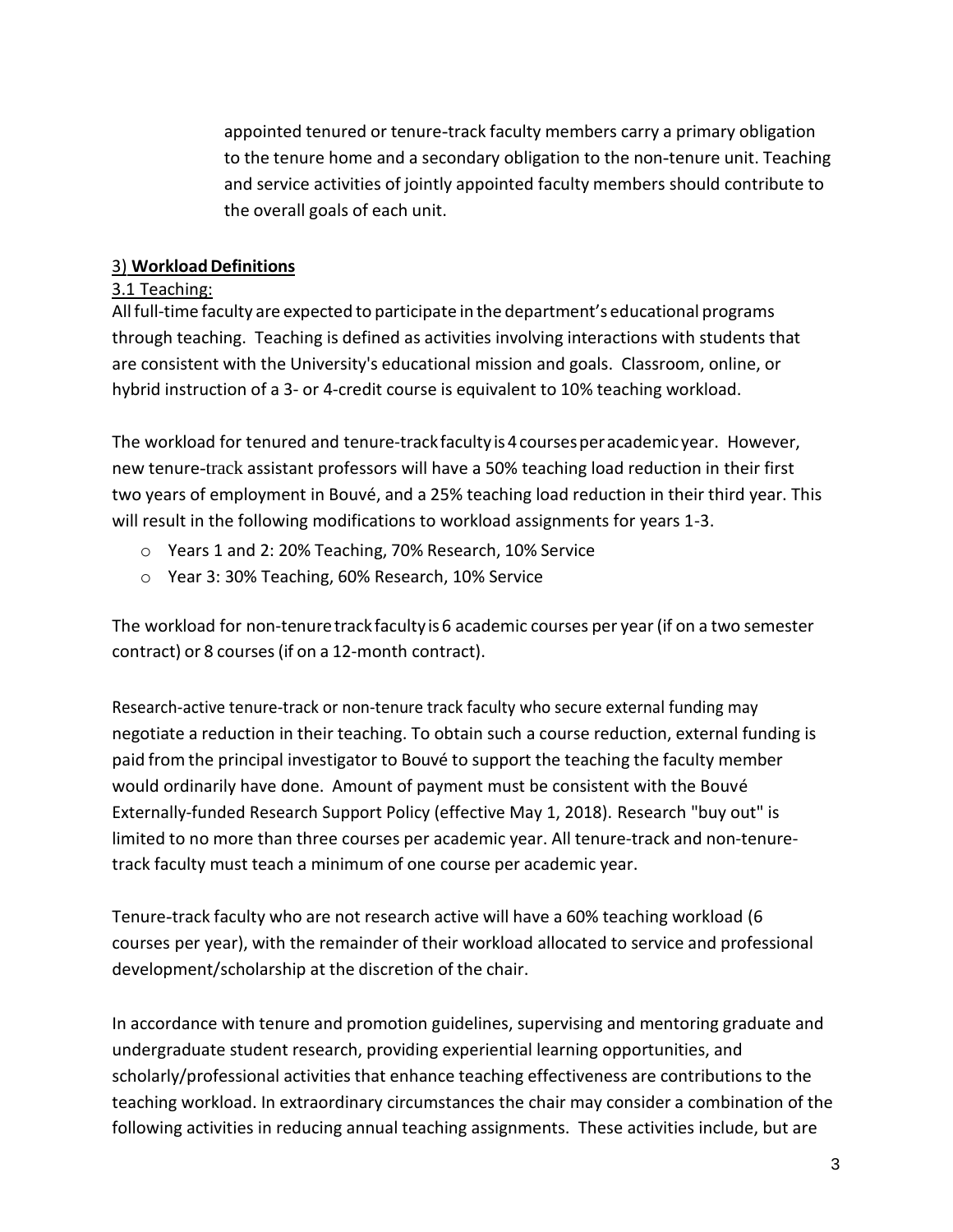appointed tenured or tenure-track faculty members carry a primary obligation to the tenure home and a secondary obligation to the non-tenure unit. Teaching and service activities of jointly appointed faculty members should contribute to the overall goals of each unit.

## 3) **Workload Definitions**

### 3.1 Teaching:

All full-time faculty are expected to participate in the department's educational programs through teaching. Teaching is defined as activities involving interactions with students that are consistent with the University's educational mission and goals. Classroom, online, or hybrid instruction of a 3- or 4-credit course is equivalent to 10% teaching workload.

The workload for tenured and tenure-track faculty is 4 courses per academic year. However, new tenure-track assistant professors will have a 50% teaching load reduction in their first two years of employment in Bouvé, and a 25% teaching load reduction in their third year. This will result in the following modifications to workload assignments for years 1-3.

- Years 1 and 2: 20% Teaching, 70% Research, 10% Service
- Year 3: 30% Teaching, 60% Research, 10% Service

The workload for non-tenure track faculty is 6 academic courses per year (if on a two semester contract) or 8 courses (if on a 12-month contract).

Research-active tenure-track or non-tenure track faculty who secure external funding may negotiate a reduction in their teaching. To obtain such a course reduction, external funding is paid from the principal investigator to Bouvé to support the teaching the faculty member would ordinarily have done. Amount of payment must be consistent with the Bouvé Externally-funded Research Support Policy (effective May 1, 2018). Research "buy out" is limited to no more than three courses per academic year. All tenure-track and non-tenure-track faculty must teach a minimum of one course per academic year.

Tenure-track faculty who are not research active will have a 60% teaching workload (6 courses per year), with the remainder of their workload allocated to service and professional development/scholarship at the discretion of the chair.

In accordance with tenure and promotion guidelines, supervising and mentoring graduate and undergraduate student research, providing experiential learning opportunities, and scholarly/professional activities that enhance teaching effectiveness are contributions to the teaching workload. In extraordinary circumstances the chair may consider a combination of the following activities in reducing annual teaching assignments. These activities include, but are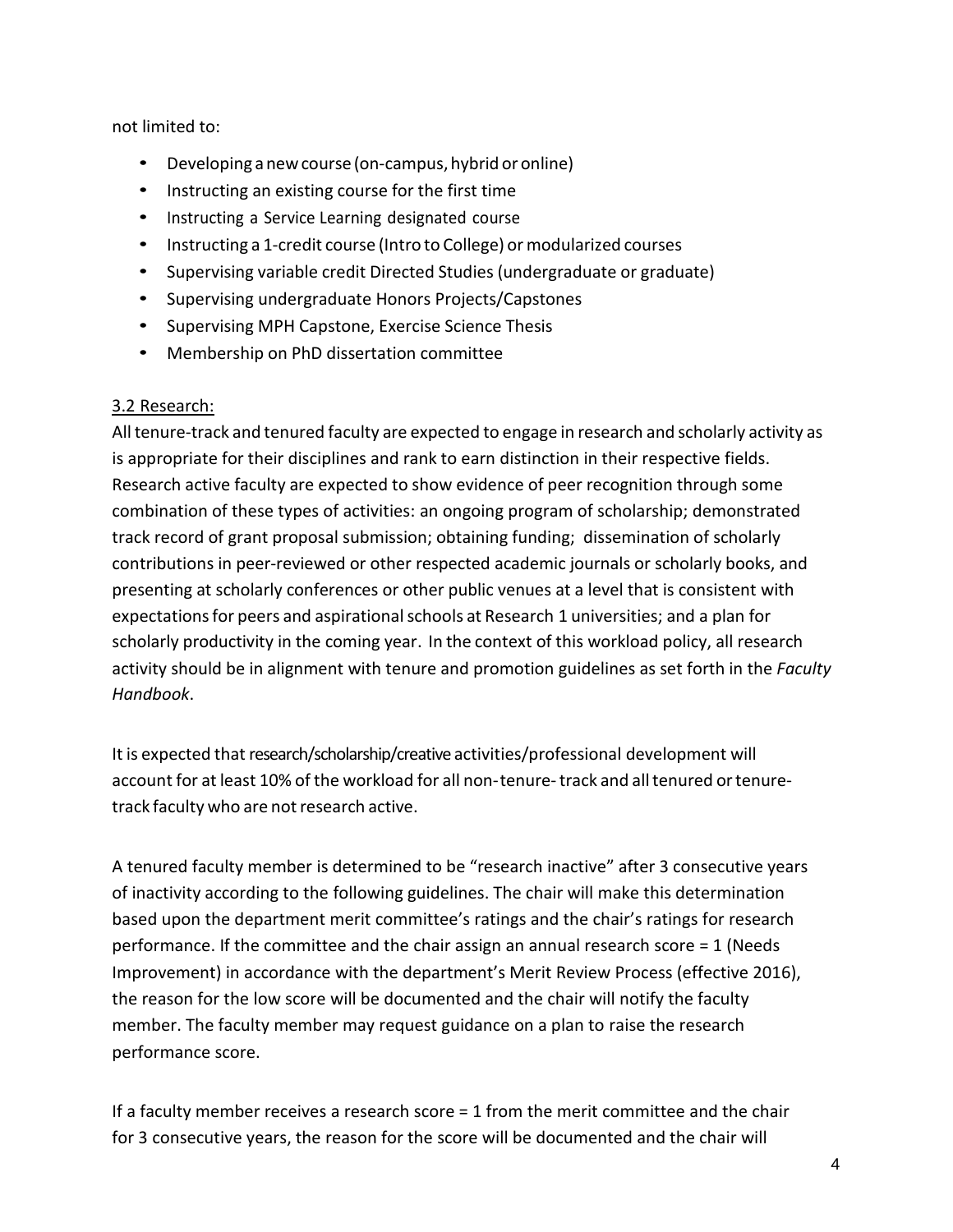not limited to:

- Developing a new course (on-campus, hybrid or online)
- Instructing an existing course for the first time
- Instructing a Service Learning designated course
- Instructing a 1-credit course (Intro to College) or modularized courses
- Supervising variable credit Directed Studies (undergraduate or graduate)
- Supervising undergraduate Honors Projects/Capstones
- Supervising MPH Capstone, Exercise Science Thesis
- Membership on PhD dissertation committee

### 3.2 Research:

All tenure-track and tenured faculty are expected to engage in research and scholarly activity as is appropriate for their disciplines and rank to earn distinction in their respective fields. Research active faculty are expected to show evidence of peer recognition through some combination of these types of activities: an ongoing program of scholarship; demonstrated track record of grant proposal submission; obtaining funding; dissemination of scholarly contributions in peer-reviewed or other respected academic journals or scholarly books, and presenting at scholarly conferences or other public venues at a level that is consistent with expectations for peers and aspirational schools at Research 1 universities; and a plan for scholarly productivity in the coming year. In the context of this workload policy, all research activity should be in alignment with tenure and promotion guidelines as set forth in the *Faculty Handbook*.

It is expected that research/scholarship/creative activities/professional development will account for at least 10% of the workload for all non-tenure-track and all tenured or tenure-track faculty who are not research active.

A tenured faculty member is determined to be "research inactive" after 3 consecutive years of inactivity according to the following guidelines. The chair will make this determination based upon the department merit committee's ratings and the chair's ratings for research performance. If the committee and the chair assign an annual research score = 1 (Needs Improvement) in accordance with the department's Merit Review Process (effective 2016), the reason for the low score will be documented and the chair will notify the faculty member. The faculty member may request guidance on a plan to raise the research performance score.

If a faculty member receives a research score = 1 from the merit committee and the chair for 3 consecutive years, the reason for the score will be documented and the chair will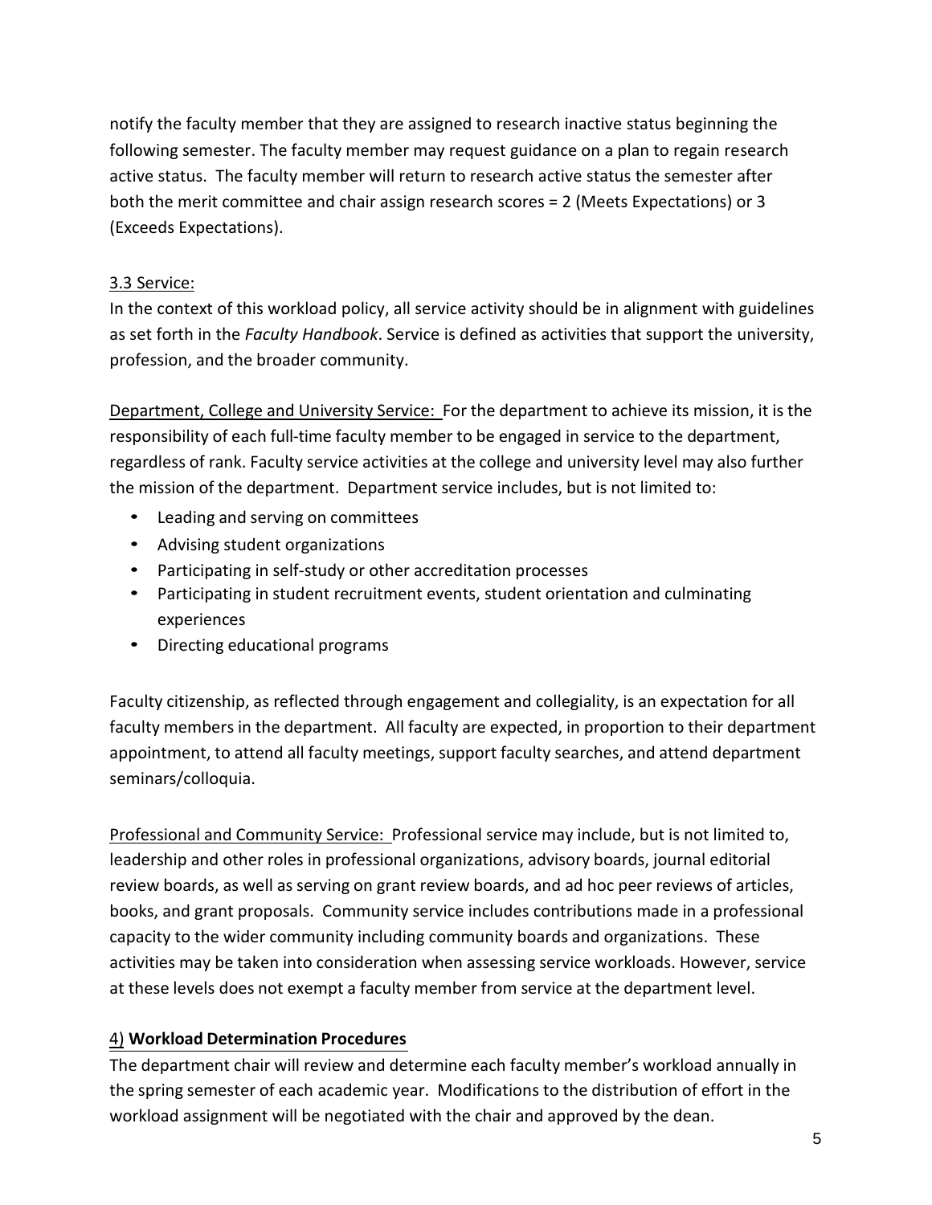notify the faculty member that they are assigned to research inactive status beginning the following semester. The faculty member may request guidance on a plan to regain research active status. The faculty member will return to research active status the semester after both the merit committee and chair assign research scores = 2 (Meets Expectations) or 3 (Exceeds Expectations).

### 3.3 Service:

In the context of this workload policy, all service activity should be in alignment with guidelines as set forth in the *Faculty Handbook*. Service is defined as activities that support the university, profession, and the broader community.

Department, College and University Service: For the department to achieve its mission, it is the responsibility of each full-time faculty member to be engaged in service to the department, regardless of rank. Faculty service activities at the college and university level may also further the mission of the department. Department service includes, but is not limited to:

- Leading and serving on committees
- Advising student organizations
- Participating in self-study or other accreditation processes
- Participating in student recruitment events, student orientation and culminating experiences
- Directing educational programs

Faculty citizenship, as reflected through engagement and collegiality, is an expectation for all faculty members in the department. All faculty are expected, in proportion to their department appointment, to attend all faculty meetings, support faculty searches, and attend department seminars/colloquia.

Professional and Community Service: Professional service may include, but is not limited to, leadership and other roles in professional organizations, advisory boards, journal editorial review boards, as well as serving on grant review boards, and ad hoc peer reviews of articles, books, and grant proposals. Community service includes contributions made in a professional capacity to the wider community including community boards and organizations. These activities may be taken into consideration when assessing service workloads. However, service at these levels does not exempt a faculty member from service at the department level.

## 4) **Workload Determination Procedures**

The department chair will review and determine each faculty member's workload annually in the spring semester of each academic year. Modifications to the distribution of effort in the workload assignment will be negotiated with the chair and approved by the dean.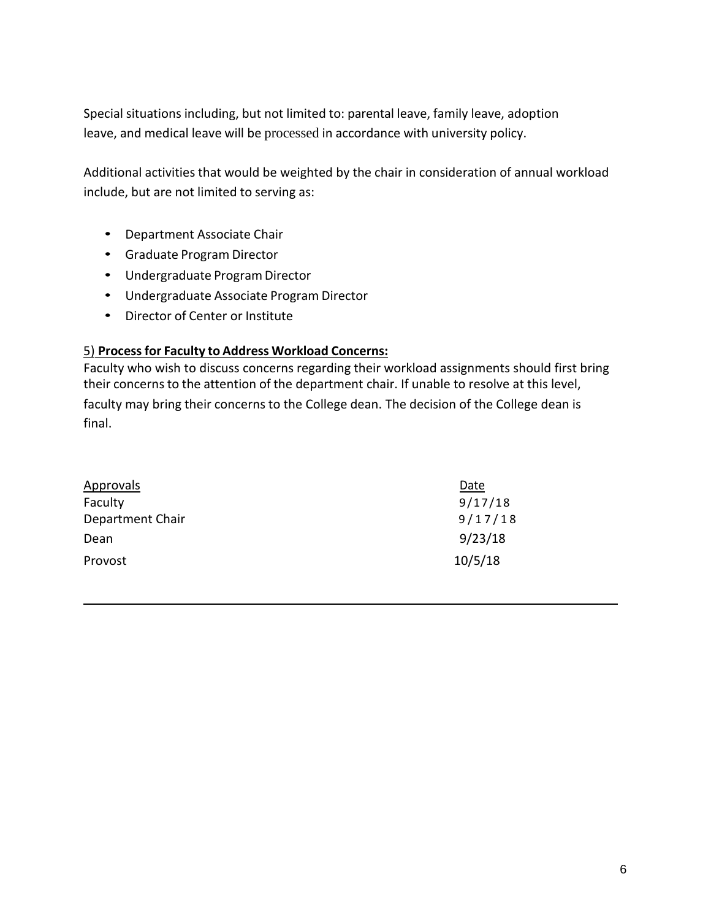Special situations including, but not limited to: parental leave, family leave, adoption leave, and medical leave will be processed in accordance with university policy.

Additional activities that would be weighted by the chair in consideration of annual workload include, but are not limited to serving as:

- Department Associate Chair
- Graduate Program Director
- Undergraduate Program Director
- Undergraduate Associate Program Director
- Director of Center or Institute

5) **Process for Faculty to Address Workload Concerns:**

Faculty who wish to discuss concerns regarding their workload assignments should first bring their concerns to the attention of the department chair. If unable to resolve at this level, faculty may bring their concerns to the College dean. The decision of the College dean is final.

| Approvals | Date |
| --- | --- |
| Faculty | 9/17/18 |
| Department Chair | 9/17/18 |
| Dean | 9/23/18 |
| Provost | 10/5/18 |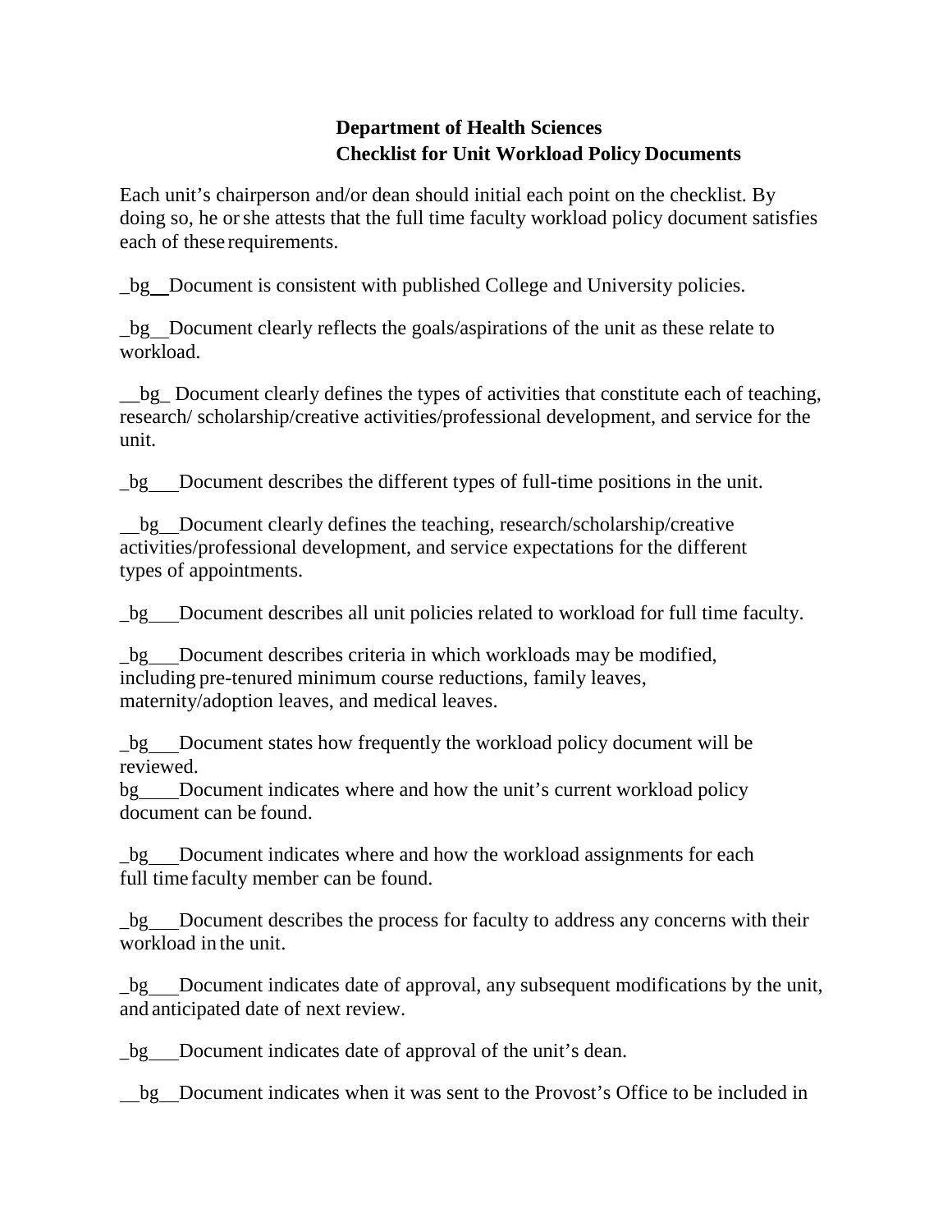**Department of Health Sciences**
**Checklist for Unit Workload Policy Documents**

Each unit's chairperson and/or dean should initial each point on the checklist. By doing so, he or she attests that the full time faculty workload policy document satisfies each of these requirements.

_bg__Document is consistent with published College and University policies.

_bg__Document clearly reflects the goals/aspirations of the unit as these relate to workload.

__bg_ Document clearly defines the types of activities that constitute each of teaching, research/ scholarship/creative activities/professional development, and service for the unit.

_bg___Document describes the different types of full-time positions in the unit.

__bg__Document clearly defines the teaching, research/scholarship/creative activities/professional development, and service expectations for the different types of appointments.

_bg___Document describes all unit policies related to workload for full time faculty.

_bg___Document describes criteria in which workloads may be modified, including pre-tenured minimum course reductions, family leaves, maternity/adoption leaves, and medical leaves.

_bg___Document states how frequently the workload policy document will be reviewed.

bg____Document indicates where and how the unit's current workload policy document can be found.

_bg___Document indicates where and how the workload assignments for each full time faculty member can be found.

_bg___Document describes the process for faculty to address any concerns with their workload in the unit.

_bg___Document indicates date of approval, any subsequent modifications by the unit, and anticipated date of next review.

_bg___Document indicates date of approval of the unit's dean.

__bg__Document indicates when it was sent to the Provost's Office to be included in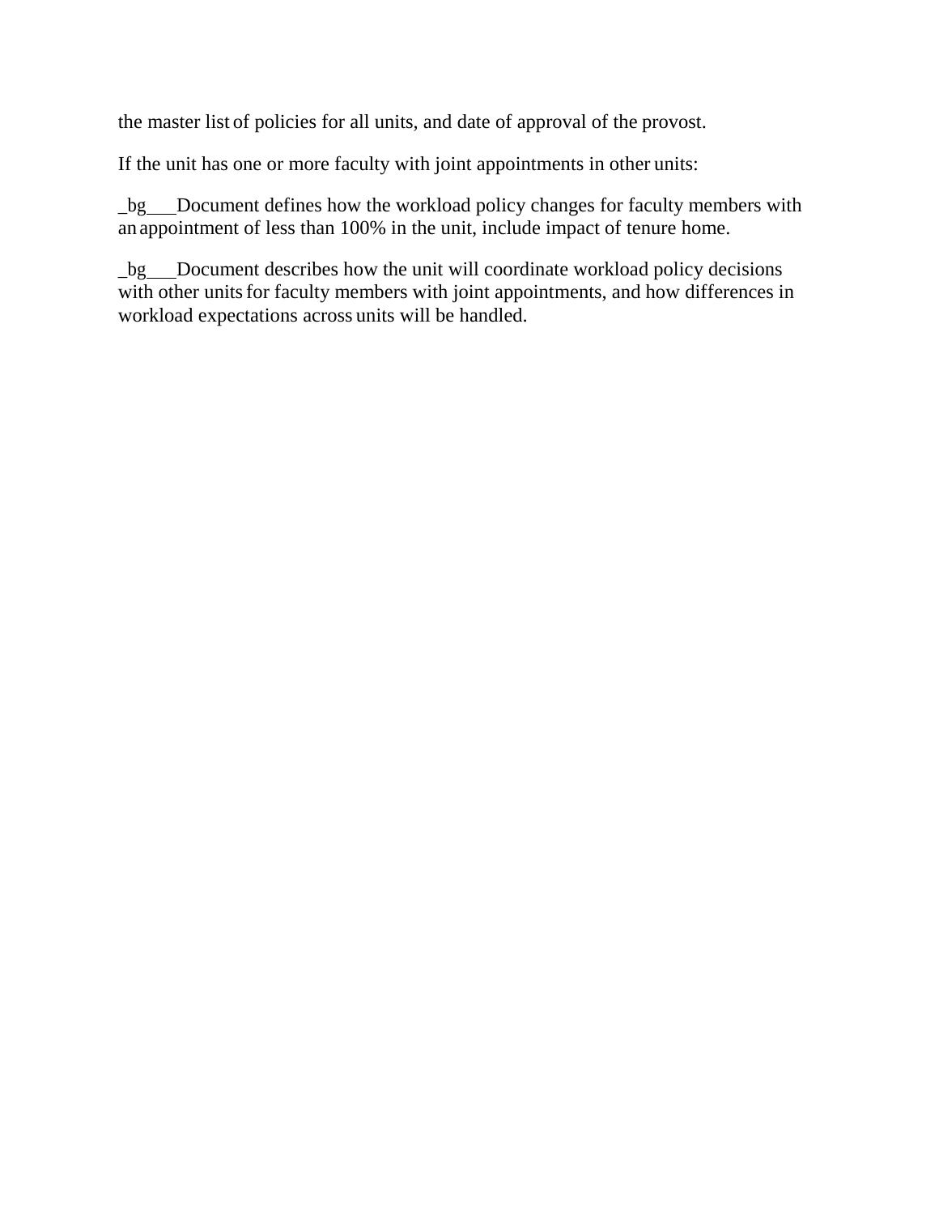the master list of policies for all units, and date of approval of the provost.

If the unit has one or more faculty with joint appointments in other units:

_bg___Document defines how the workload policy changes for faculty members with an appointment of less than 100% in the unit, include impact of tenure home.

_bg___Document describes how the unit will coordinate workload policy decisions with other units for faculty members with joint appointments, and how differences in workload expectations across units will be handled.